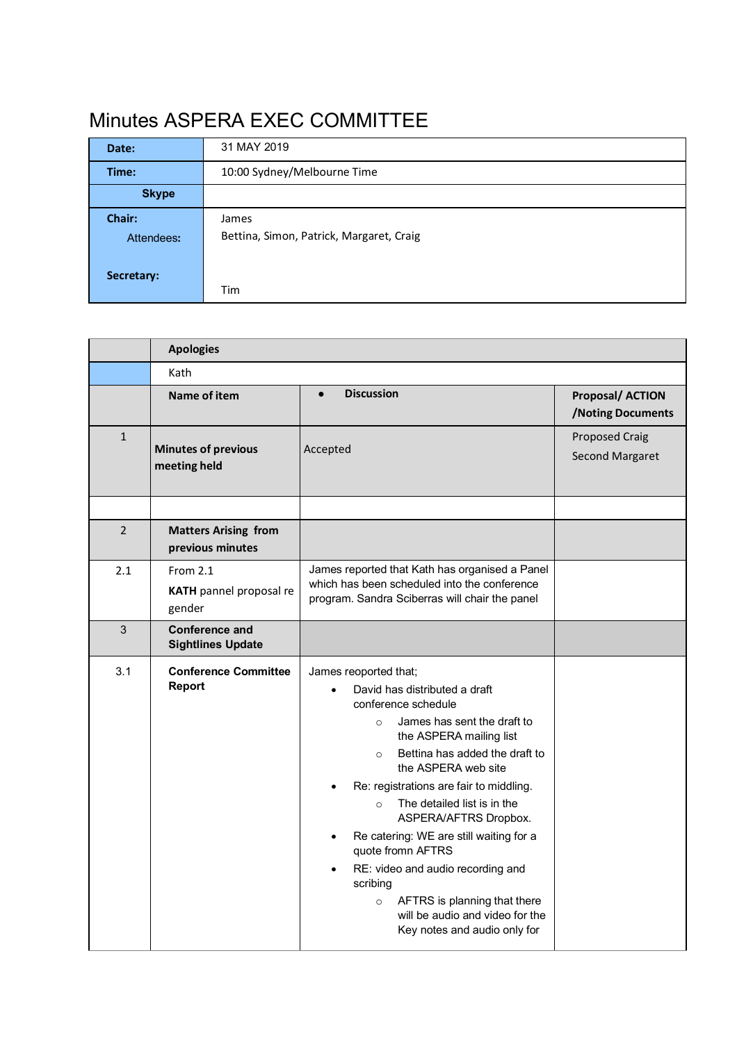# Minutes ASPERA EXEC COMMITTEE

| | |
|---|---|
| **Date:** | 31 MAY 2019 |
| **Time:** | 10:00 Sydney/Melbourne Time |
| **Skype** | |
| **Chair:** | James |
| Attendees: | Bettina, Simon, Patrick, Margaret, Craig |
| **Secretary:** | Tim |

| | **Apologies** | | |
|---|---|---|---|
| | Kath | | |
| | **Name of item** | • **Discussion** | **Proposal/ ACTION /Noting Documents** |
| 1 | **Minutes of previous meeting held** | Accepted | Proposed Craig<br>Second Margaret |
| | | | |
| 2 | **Matters Arising from previous minutes** | | |
| 2.1 | From 2.1<br>**KATH** pannel proposal re gender | James reported that Kath has organised a Panel which has been scheduled into the conference program. Sandra Sciberras will chair the panel | |
| 3 | **Conference and Sightlines Update** | | |
| 3.1 | **Conference Committee Report** | James reoported that;<br>• David has distributed a draft conference schedule<br>&nbsp;&nbsp;&nbsp;&nbsp;○ James has sent the draft to the ASPERA mailing list<br>&nbsp;&nbsp;&nbsp;&nbsp;○ Bettina has added the draft to the ASPERA web site<br>• Re: registrations are fair to middling.<br>&nbsp;&nbsp;&nbsp;&nbsp;○ The detailed list is in the ASPERA/AFTRS Dropbox.<br>• Re catering: WE are still waiting for a quote fromn AFTRS<br>• RE: video and audio recording and scribing<br>&nbsp;&nbsp;&nbsp;&nbsp;○ AFTRS is planning that there will be audio and video for the Key notes and audio only for | |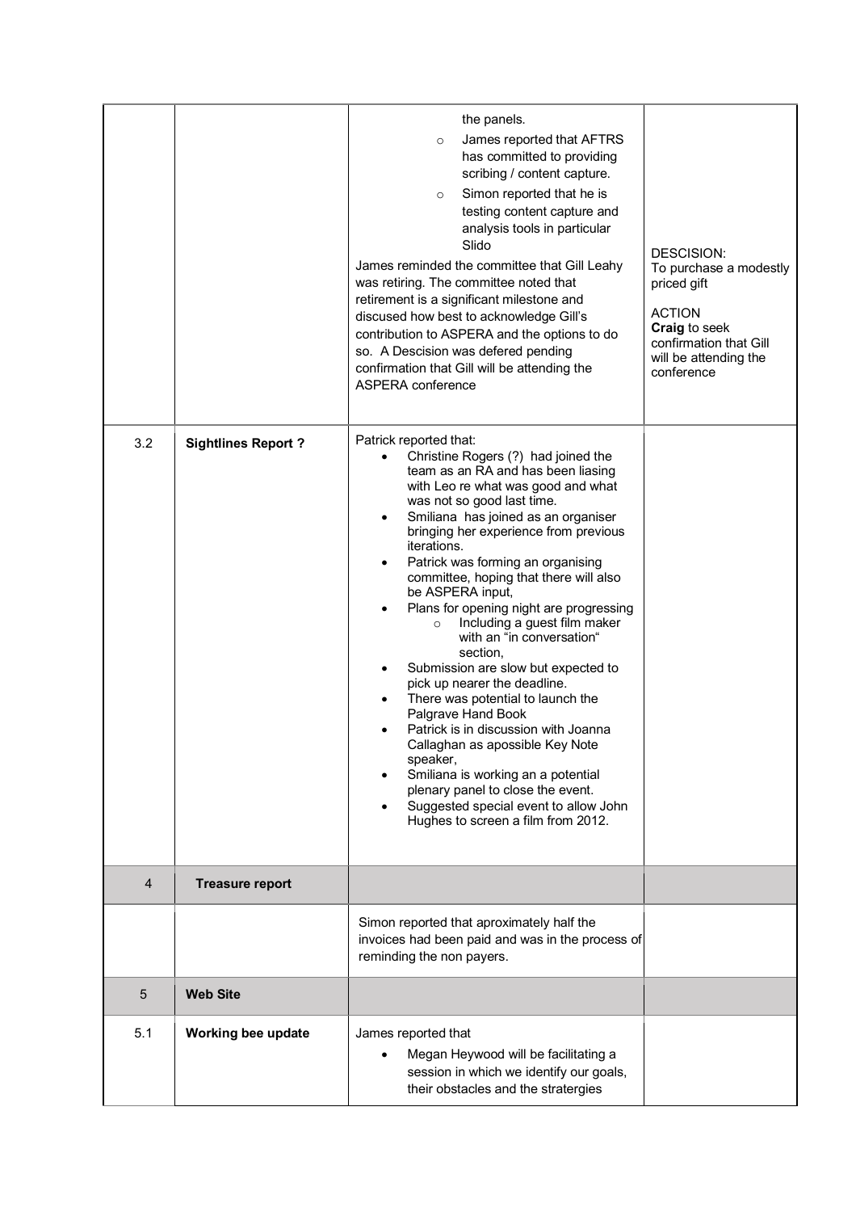| | | | |
|---|---|---|---|
| | | the panels.<br>◦ James reported that AFTRS has committed to providing scribing / content capture.<br>◦ Simon reported that he is testing content capture and analysis tools in particular Slido<br><br>James reminded the committee that Gill Leahy was retiring. The committee noted that retirement is a significant milestone and discused how best to acknowledge Gill's contribution to ASPERA and the options to do so. A Descision was defered pending confirmation that Gill will be attending the ASPERA conference | DESCISION:<br>To purchase a modestly priced gift<br><br>ACTION<br>**Craig** to seek confirmation that Gill will be attending the conference |
| 3.2 | **Sightlines Report ?** | Patrick reported that:<br>• Christine Rogers (?) had joined the team as an RA and has been liasing with Leo re what was good and what was not so good last time.<br>• Smiliana has joined as an organiser bringing her experience from previous iterations.<br>• Patrick was forming an organising committee, hoping that there will also be ASPERA input,<br>• Plans for opening night are progressing<br>◦ Including a guest film maker with an "in conversation" section,<br>• Submission are slow but expected to pick up nearer the deadline.<br>• There was potential to launch the Palgrave Hand Book<br>• Patrick is in discussion with Joanna Callaghan as apossible Key Note speaker,<br>• Smiliana is working an a potential plenary panel to close the event.<br>• Suggested special event to allow John Hughes to screen a film from 2012. | |
| 4 | **Treasure report** | | |
| | | Simon reported that aproximately half the invoices had been paid and was in the process of reminding the non payers. | |
| 5 | **Web Site** | | |
| 5.1 | **Working bee update** | James reported that<br>• Megan Heywood will be facilitating a session in which we identify our goals, their obstacles and the stratergies | |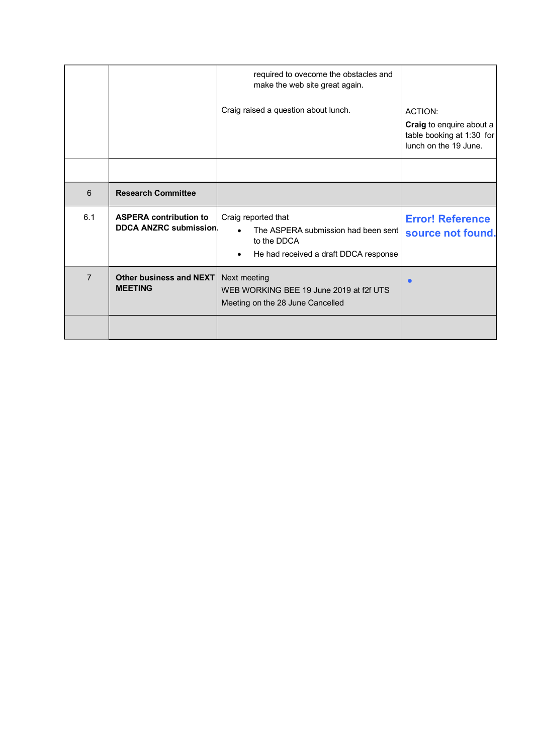| | | | |
|---|---|---|---|
| | | required to ovecome the obstacles and make the web site great again.<br><br>Craig raised a question about lunch. | ACTION:<br>**Craig** to enquire about a table booking at 1:30 for lunch on the 19 June. |
| | | | |
| 6 | **Research Committee** | | |
| 6.1 | **ASPERA contribution to DDCA ANZRC submission** | Craig reported that<br>• The ASPERA submission had been sent to the DDCA<br>• He had received a draft DDCA response | **Error! Reference source not found.** |
| 7 | **Other business and NEXT MEETING** | Next meeting<br>WEB WORKING BEE 19 June 2019 at f2f UTS<br>Meeting on the 28 June Cancelled | • |
| | | | |